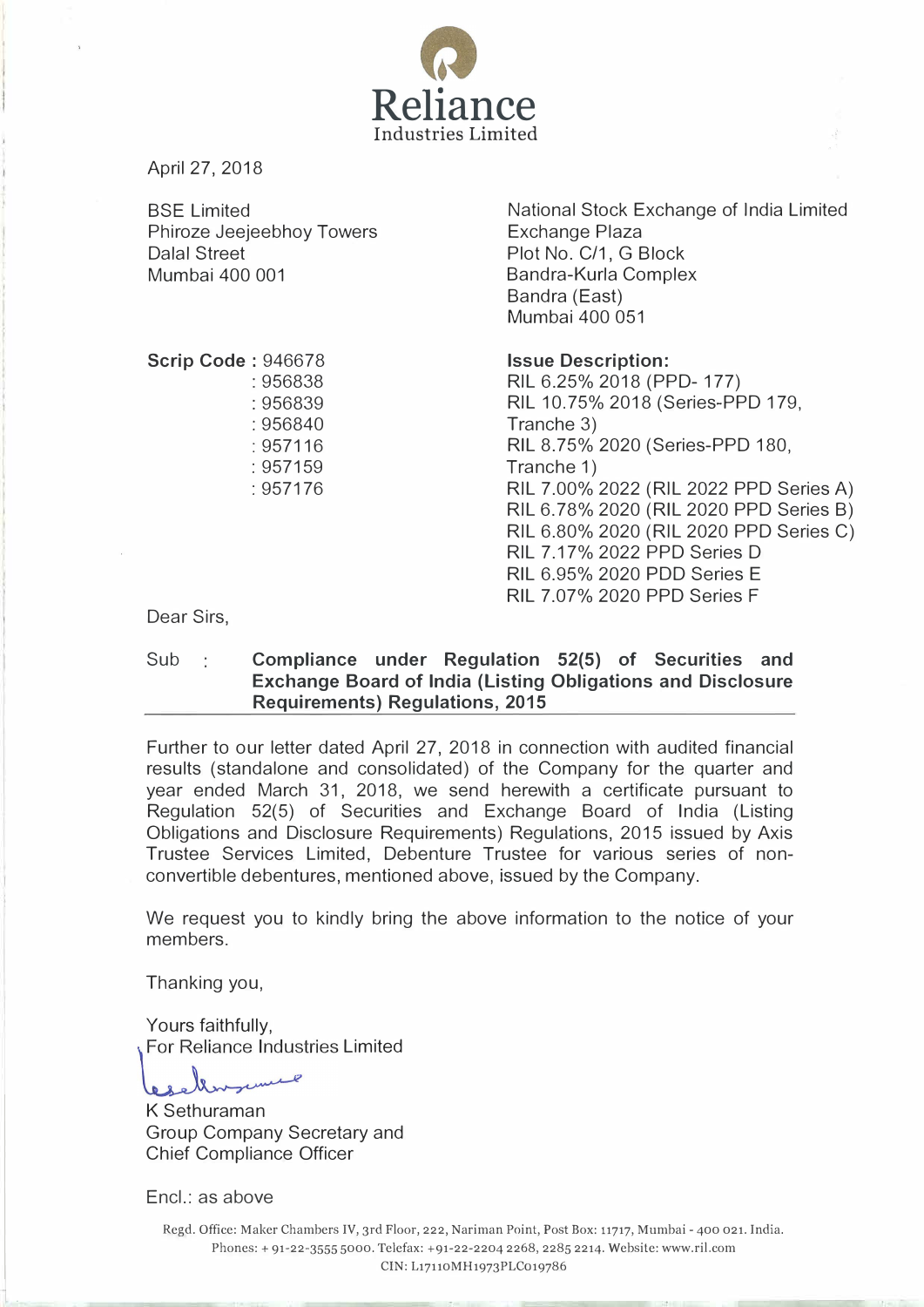Reliance
Industries Limited

April 27, 2018

BSE Limited
Phiroze Jeejeebhoy Towers
Dalal Street
Mumbai 400 001

National Stock Exchange of India Limited
Exchange Plaza
Plot No. C/1, G Block
Bandra-Kurla Complex
Bandra (East)
Mumbai 400 051

| **Scrip Code** | **Issue Description:** |
|---|---|
| : 946678 | RIL 6.25% 2018 (PPD- 177) |
| : 956838 | RIL 10.75% 2018 (Series-PPD 179, Tranche 3) |
| : 956839 | RIL 8.75% 2020 (Series-PPD 180, Tranche 1) |
| : 956840 | RIL 7.00% 2022 (RIL 2022 PPD Series A) |
| : 957116 | RIL 6.78% 2020 (RIL 2020 PPD Series B) |
| : 957159 | RIL 6.80% 2020 (RIL 2020 PPD Series C) |
| : 957176 | RIL 7.17% 2022 PPD Series D |
| | RIL 6.95% 2020 PDD Series E |
| | RIL 7.07% 2020 PPD Series F |

Dear Sirs,

Sub : **Compliance under Regulation 52(5) of Securities and Exchange Board of India (Listing Obligations and Disclosure Requirements) Regulations, 2015**

Further to our letter dated April 27, 2018 in connection with audited financial results (standalone and consolidated) of the Company for the quarter and year ended March 31, 2018, we send herewith a certificate pursuant to Regulation 52(5) of Securities and Exchange Board of India (Listing Obligations and Disclosure Requirements) Regulations, 2015 issued by Axis Trustee Services Limited, Debenture Trustee for various series of non-convertible debentures, mentioned above, issued by the Company.

We request you to kindly bring the above information to the notice of your members.

Thanking you,

Yours faithfully,
For Reliance Industries Limited

K Sethuraman
Group Company Secretary and
Chief Compliance Officer

Encl.: as above

Regd. Office: Maker Chambers IV, 3rd Floor, 222, Nariman Point, Post Box: 11717, Mumbai - 400 021. India.
Phones: + 91-22-3555 5000. Telefax: +91-22-2204 2268, 2285 2214. Website: www.ril.com
CIN: L17110MH1973PLC019786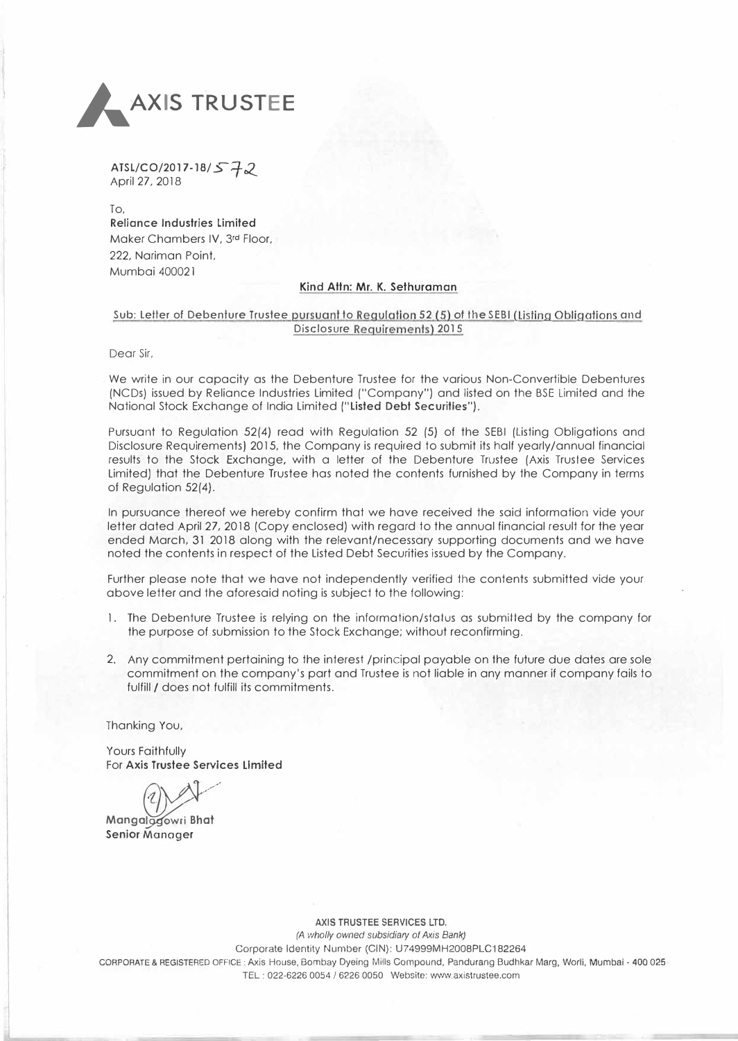**AXIS TRUSTEE**

ATSL/CO/2017-18/572
April 27, 2018

To,
**Reliance Industries Limited**
Maker Chambers IV, 3rd Floor,
222, Nariman Point,
Mumbai 400021

**Kind Attn: Mr. K. Sethuraman**

Sub: Letter of Debenture Trustee pursuant to Regulation 52 (5) of the SEBI (Listing Obligations and Disclosure Requirements) 2015

Dear Sir,

We write in our capacity as the Debenture Trustee for the various Non-Convertible Debentures (NCDs) issued by Reliance Industries Limited ("Company") and listed on the BSE Limited and the National Stock Exchange of India Limited ("**Listed Debt Securities**").

Pursuant to Regulation 52(4) read with Regulation 52 (5) of the SEBI (Listing Obligations and Disclosure Requirements) 2015, the Company is required to submit its half yearly/annual financial results to the Stock Exchange, with a letter of the Debenture Trustee (Axis Trustee Services Limited) that the Debenture Trustee has noted the contents furnished by the Company in terms of Regulation 52(4).

In pursuance thereof we hereby confirm that we have received the said information vide your letter dated April 27, 2018 (Copy enclosed) with regard to the annual financial result for the year ended March, 31 2018 along with the relevant/necessary supporting documents and we have noted the contents in respect of the Listed Debt Securities issued by the Company.

Further please note that we have not independently verified the contents submitted vide your above letter and the aforesaid noting is subject to the following:

1. The Debenture Trustee is relying on the information/status as submitted by the company for the purpose of submission to the Stock Exchange; without reconfirming.
2. Any commitment pertaining to the interest /principal payable on the future due dates are sole commitment on the company's part and Trustee is not liable in any manner if company fails to fulfill / does not fulfill its commitments.

Thanking You,

Yours Faithfully
For **Axis Trustee Services Limited**

**Mangalagowri Bhat**
**Senior Manager**

AXIS TRUSTEE SERVICES LTD.
*(A wholly owned subsidiary of Axis Bank)*
Corporate Identity Number (CIN): U74999MH2008PLC182264
CORPORATE & REGISTERED OFFICE : Axis House, Bombay Dyeing Mills Compound, Pandurang Budhkar Marg, Worli, Mumbai - 400 025
TEL : 022-6226 0054 / 6226 0050 Website: www.axistrustee.com